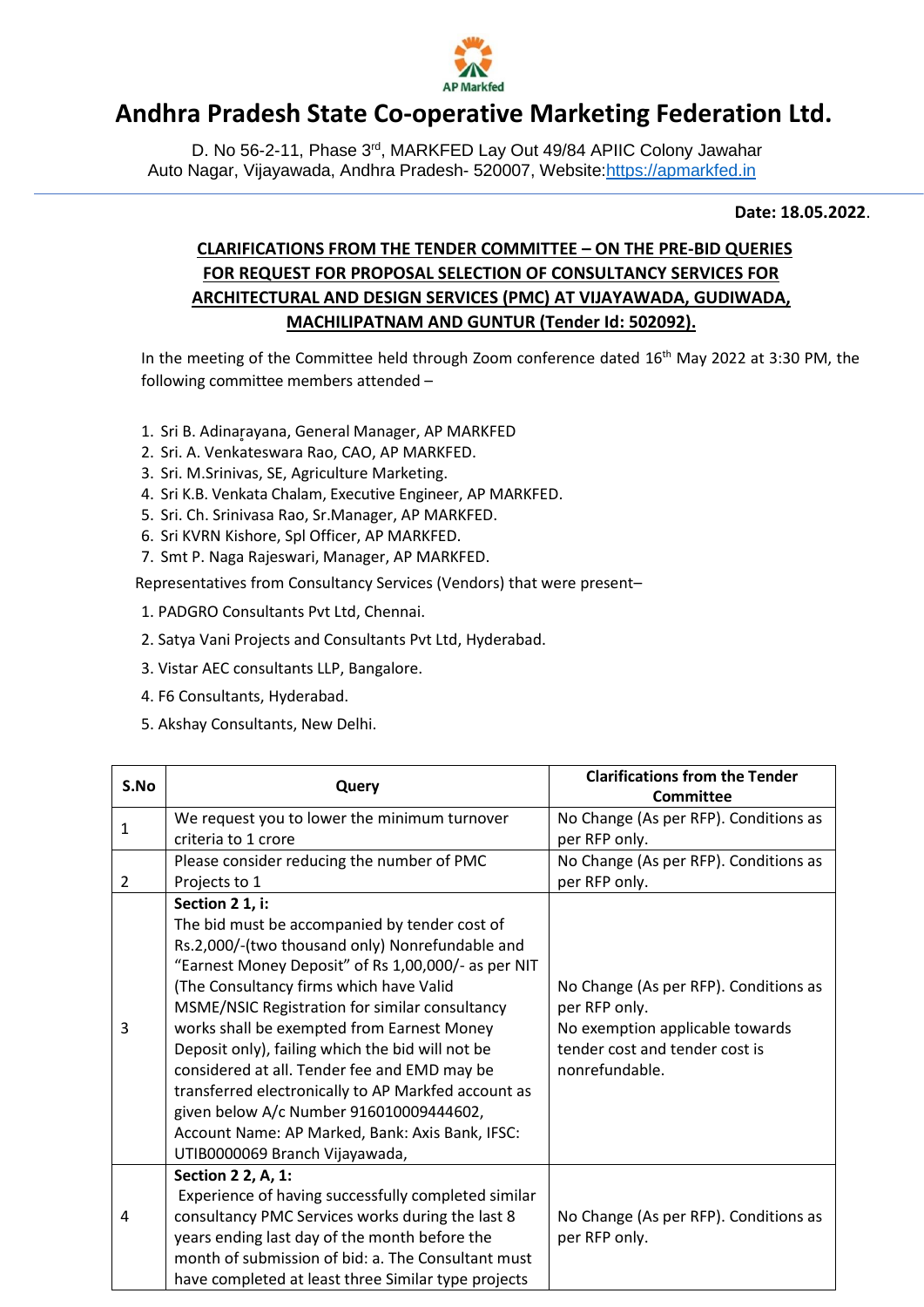AP Markfed

# Andhra Pradesh State Co-operative Marketing Federation Ltd.

D. No 56-2-11, Phase 3rd, MARKFED Lay Out 49/84 APIIC Colony Jawahar Auto Nagar, Vijayawada, Andhra Pradesh- 520007, Website:https://apmarkfed.in

**Date: 18.05.2022**.

## CLARIFICATIONS FROM THE TENDER COMMITTEE – ON THE PRE-BID QUERIES FOR REQUEST FOR PROPOSAL SELECTION OF CONSULTANCY SERVICES FOR ARCHITECTURAL AND DESIGN SERVICES (PMC) AT VIJAYAWADA, GUDIWADA, MACHILIPATNAM AND GUNTUR (Tender Id: 502092).

In the meeting of the Committee held through Zoom conference dated 16th May 2022 at 3:30 PM, the following committee members attended –

1. Sri B. Adinarayana, General Manager, AP MARKFED
2. Sri. A. Venkateswara Rao, CAO, AP MARKFED.
3. Sri. M.Srinivas, SE, Agriculture Marketing.
4. Sri K.B. Venkata Chalam, Executive Engineer, AP MARKFED.
5. Sri. Ch. Srinivasa Rao, Sr.Manager, AP MARKFED.
6. Sri KVRN Kishore, Spl Officer, AP MARKFED.
7. Smt P. Naga Rajeswari, Manager, AP MARKFED.

Representatives from Consultancy Services (Vendors) that were present–

1. PADGRO Consultants Pvt Ltd, Chennai.
2. Satya Vani Projects and Consultants Pvt Ltd, Hyderabad.
3. Vistar AEC consultants LLP, Bangalore.
4. F6 Consultants, Hyderabad.
5. Akshay Consultants, New Delhi.

| S.No | Query | Clarifications from the Tender Committee |
|---|---|---|
| 1 | We request you to lower the minimum turnover criteria to 1 crore | No Change (As per RFP). Conditions as per RFP only. |
| 2 | Please consider reducing the number of PMC Projects to 1 | No Change (As per RFP). Conditions as per RFP only. |
| 3 | **Section 2 1, i:** The bid must be accompanied by tender cost of Rs.2,000/-(two thousand only) Nonrefundable and "Earnest Money Deposit" of Rs 1,00,000/- as per NIT (The Consultancy firms which have Valid MSME/NSIC Registration for similar consultancy works shall be exempted from Earnest Money Deposit only), failing which the bid will not be considered at all. Tender fee and EMD may be transferred electronically to AP Markfed account as given below A/c Number 916010009444602, Account Name: AP Marked, Bank: Axis Bank, IFSC: UTIB0000069 Branch Vijayawada, | No Change (As per RFP). Conditions as per RFP only. No exemption applicable towards tender cost and tender cost is nonrefundable. |
| 4 | **Section 2 2, A, 1:** Experience of having successfully completed similar consultancy PMC Services works during the last 8 years ending last day of the month before the month of submission of bid: a. The Consultant must have completed at least three Similar type projects | No Change (As per RFP). Conditions as per RFP only. |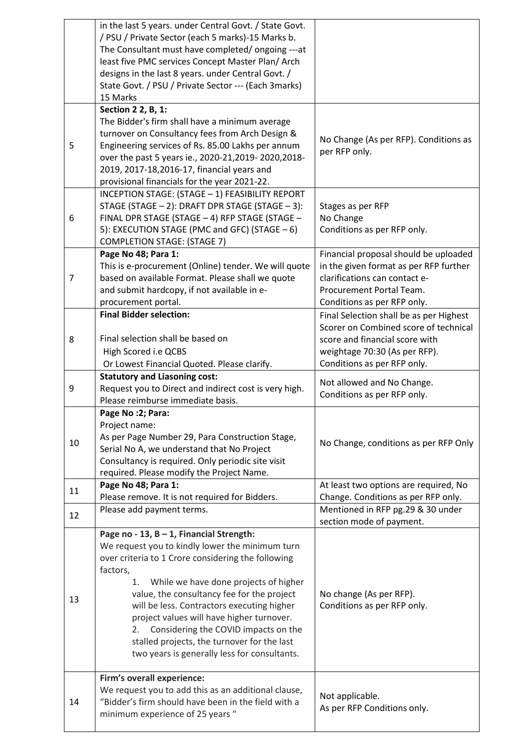| | | |
|---|---|---|
| | in the last 5 years. under Central Govt. / State Govt. / PSU / Private Sector (each 5 marks)-15 Marks b. The Consultant must have completed/ ongoing ---at least five PMC services Concept Master Plan/ Arch designs in the last 8 years. under Central Govt. / State Govt. / PSU / Private Sector --- (Each 3marks) 15 Marks | |
| 5 | **Section 2 2, B, 1:**<br>The Bidder's firm shall have a minimum average turnover on Consultancy fees from Arch Design & Engineering services of Rs. 85.00 Lakhs per annum over the past 5 years ie., 2020-21,2019- 2020,2018-2019, 2017-18,2016-17, financial years and provisional financials for the year 2021-22. | No Change (As per RFP). Conditions as per RFP only. |
| 6 | INCEPTION STAGE: (STAGE – 1) FEASIBILITY REPORT STAGE (STAGE – 2): DRAFT DPR STAGE (STAGE – 3): FINAL DPR STAGE (STAGE – 4) RFP STAGE (STAGE – 5): EXECUTION STAGE (PMC and GFC) (STAGE – 6) COMPLETION STAGE: (STAGE 7) | Stages as per RFP<br>No Change<br>Conditions as per RFP only. |
| 7 | **Page No 48; Para 1:**<br>This is e-procurement (Online) tender. We will quote based on available Format. Please shall we quote and submit hardcopy, if not available in e-procurement portal. | Financial proposal should be uploaded in the given format as per RFP further clarifications can contact e-Procurement Portal Team.<br>Conditions as per RFP only. |
| 8 | **Final Bidder selection:**<br><br>Final selection shall be based on<br>High Scored i.e QCBS<br>Or Lowest Financial Quoted. Please clarify. | Final Selection shall be as per Highest Scorer on Combined score of technical score and financial score with weightage 70:30 (As per RFP).<br>Conditions as per RFP only. |
| 9 | **Statutory and Liasoning cost:**<br>Request you to Direct and indirect cost is very high. Please reimburse immediate basis. | Not allowed and No Change.<br>Conditions as per RFP only. |
| 10 | **Page No :2; Para:**<br>Project name:<br>As per Page Number 29, Para Construction Stage, Serial No A, we understand that No Project Consultancy is required. Only periodic site visit required. Please modify the Project Name. | No Change, conditions as per RFP Only |
| 11 | **Page No 48; Para 1:**<br>Please remove. It is not required for Bidders. | At least two options are required, No Change. Conditions as per RFP only. |
| 12 | Please add payment terms. | Mentioned in RFP pg.29 & 30 under section mode of payment. |
| 13 | **Page no - 13, B – 1, Financial Strength:**<br>We request you to kindly lower the minimum turn over criteria to 1 Crore considering the following factors,<br>1. While we have done projects of higher value, the consultancy fee for the project will be less. Contractors executing higher project values will have higher turnover.<br>2. Considering the COVID impacts on the stalled projects, the turnover for the last two years is generally less for consultants. | No change (As per RFP).<br>Conditions as per RFP only. |
| 14 | **Firm's overall experience:**<br>We request you to add this as an additional clause, "Bidder's firm should have been in the field with a minimum experience of 25 years " | Not applicable.<br>As per RFP Conditions only. |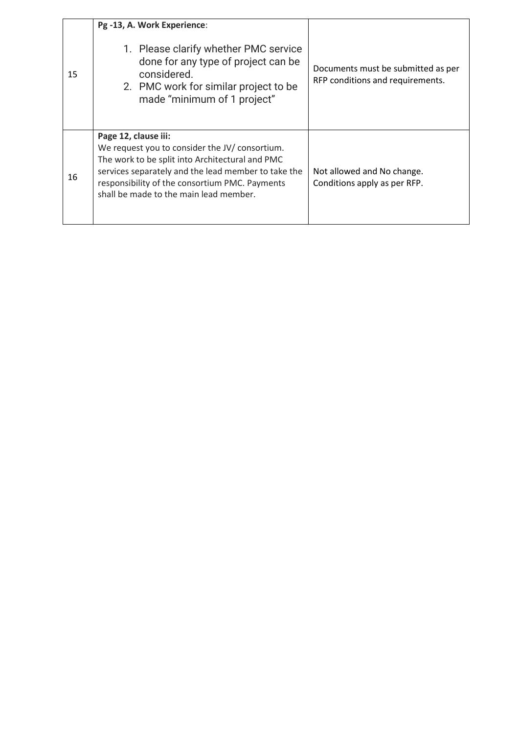| | | |
|---|---|---|
| 15 | **Pg -13, A. Work Experience**:<br>1. Please clarify whether PMC service done for any type of project can be considered.<br>2. PMC work for similar project to be made “minimum of 1 project” | Documents must be submitted as per RFP conditions and requirements. |
| 16 | **Page 12, clause iii:**<br>We request you to consider the JV/ consortium. The work to be split into Architectural and PMC services separately and the lead member to take the responsibility of the consortium PMC. Payments shall be made to the main lead member. | Not allowed and No change. Conditions apply as per RFP. |